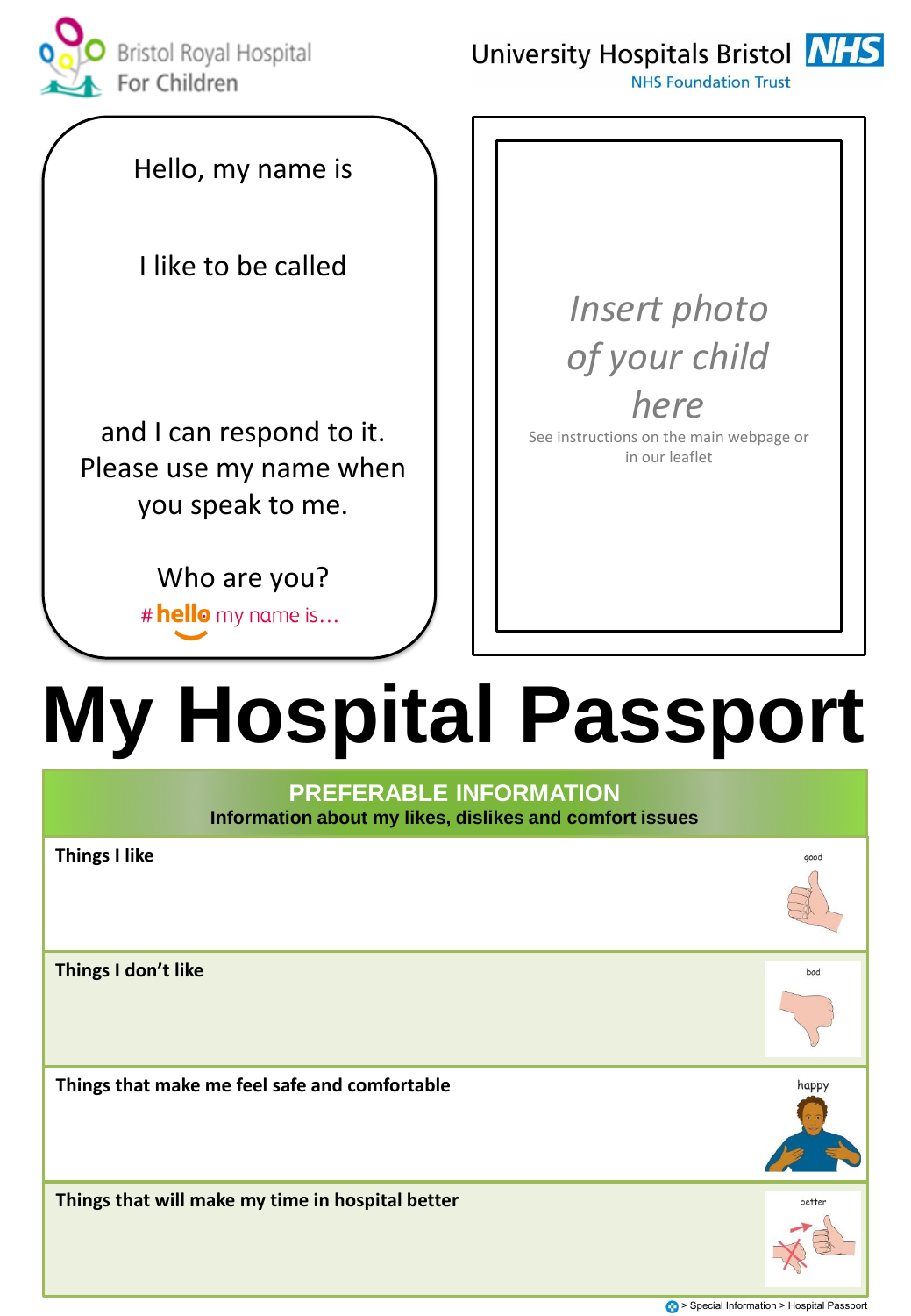Bristol Royal Hospital For Children

University Hospitals Bristol NHS

NHS Foundation Trust

Hello, my name is

I like to be called

and I can respond to it. Please use my name when you speak to me.

Who are you?

#hello my name is…

*Insert photo of your child here*

See instructions on the main webpage or in our leaflet

# My Hospital Passport

## PREFERABLE INFORMATION

**Information about my likes, dislikes and comfort issues**

| | |
|---|---|
| **Things I like** | good |
| **Things I don't like** | bad |
| **Things that make me feel safe and comfortable** | happy |
| **Things that will make my time in hospital better** | better |

> Special Information > Hospital Passport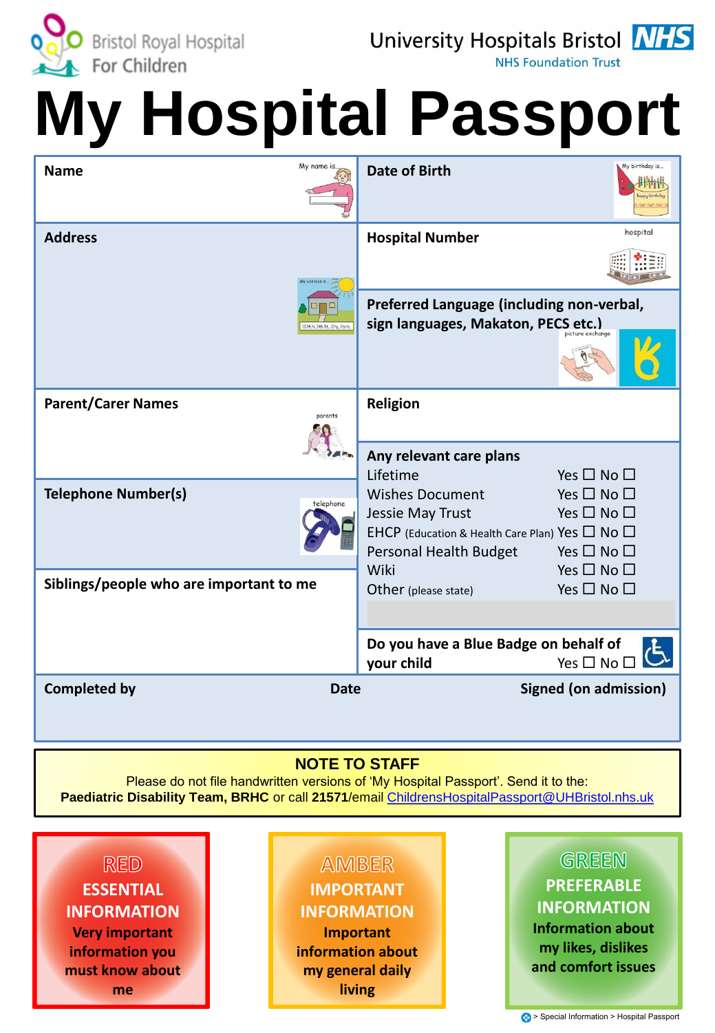Bristol Royal Hospital For Children

University Hospitals Bristol NHS Foundation Trust

# My Hospital Passport

| **Name** | **Date of Birth** |
|---|---|
| **Address** | **Hospital Number** |
| | **Preferred Language (including non-verbal, sign languages, Makaton, PECS etc.)** |
| **Parent/Carer Names** | **Religion** |
| **Telephone Number(s)** | **Any relevant care plans** |
| **Siblings/people who are important to me** | |
| | **Do you have a Blue Badge on behalf of your child** Yes ☐ No ☐ |

**Any relevant care plans**

| | |
|---|---|
| Lifetime | Yes ☐ No ☐ |
| Wishes Document | Yes ☐ No ☐ |
| Jessie May Trust | Yes ☐ No ☐ |
| EHCP (Education & Health Care Plan) | Yes ☐ No ☐ |
| Personal Health Budget | Yes ☐ No ☐ |
| Wiki | Yes ☐ No ☐ |
| Other (please state) | Yes ☐ No ☐ |

| **Completed by** | **Date** | **Signed (on admission)** |
|---|---|---|
| | | |

**NOTE TO STAFF**

Please do not file handwritten versions of 'My Hospital Passport'. Send it to the:
**Paediatric Disability Team, BRHC** or call **21571**/email ChildrensHospitalPassport@UHBristol.nhs.uk

**RED**
**ESSENTIAL INFORMATION**
**Very important information you must know about me**

**AMBER**
**IMPORTANT INFORMATION**
**Important information about my general daily living**

**GREEN**
**PREFERABLE INFORMATION**
**Information about my likes, dislikes and comfort issues**

> Special Information > Hospital Passport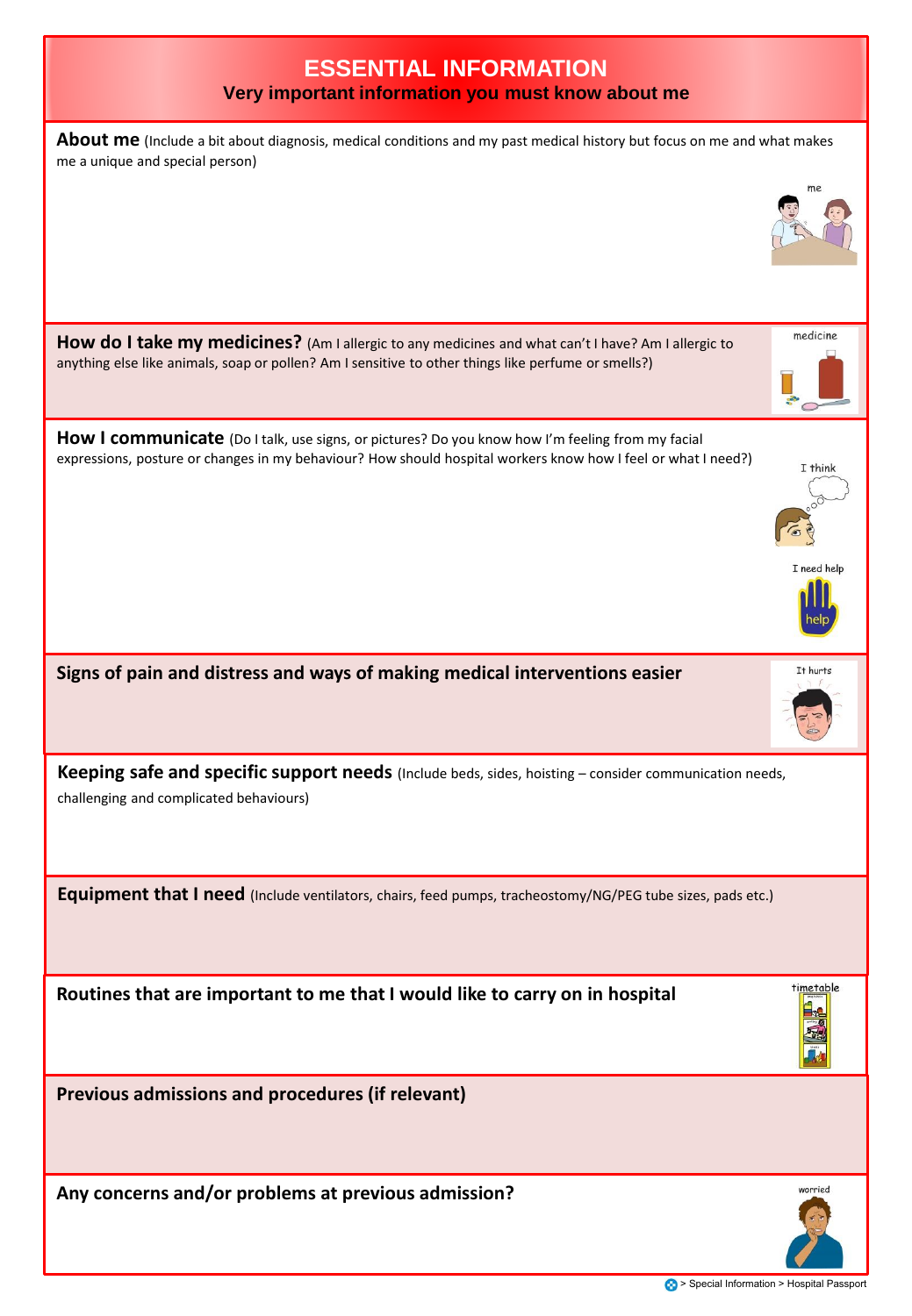# ESSENTIAL INFORMATION

## Very important information you must know about me

**About me** (Include a bit about diagnosis, medical conditions and my past medical history but focus on me and what makes me a unique and special person)

**How do I take my medicines?** (Am I allergic to any medicines and what can't I have? Am I allergic to anything else like animals, soap or pollen? Am I sensitive to other things like perfume or smells?)

**How I communicate** (Do I talk, use signs, or pictures? Do you know how I'm feeling from my facial expressions, posture or changes in my behaviour? How should hospital workers know how I feel or what I need?)

**Signs of pain and distress and ways of making medical interventions easier**

**Keeping safe and specific support needs** (Include beds, sides, hoisting – consider communication needs, challenging and complicated behaviours)

**Equipment that I need** (Include ventilators, chairs, feed pumps, tracheostomy/NG/PEG tube sizes, pads etc.)

**Routines that are important to me that I would like to carry on in hospital**

**Previous admissions and procedures (if relevant)**

**Any concerns and/or problems at previous admission?**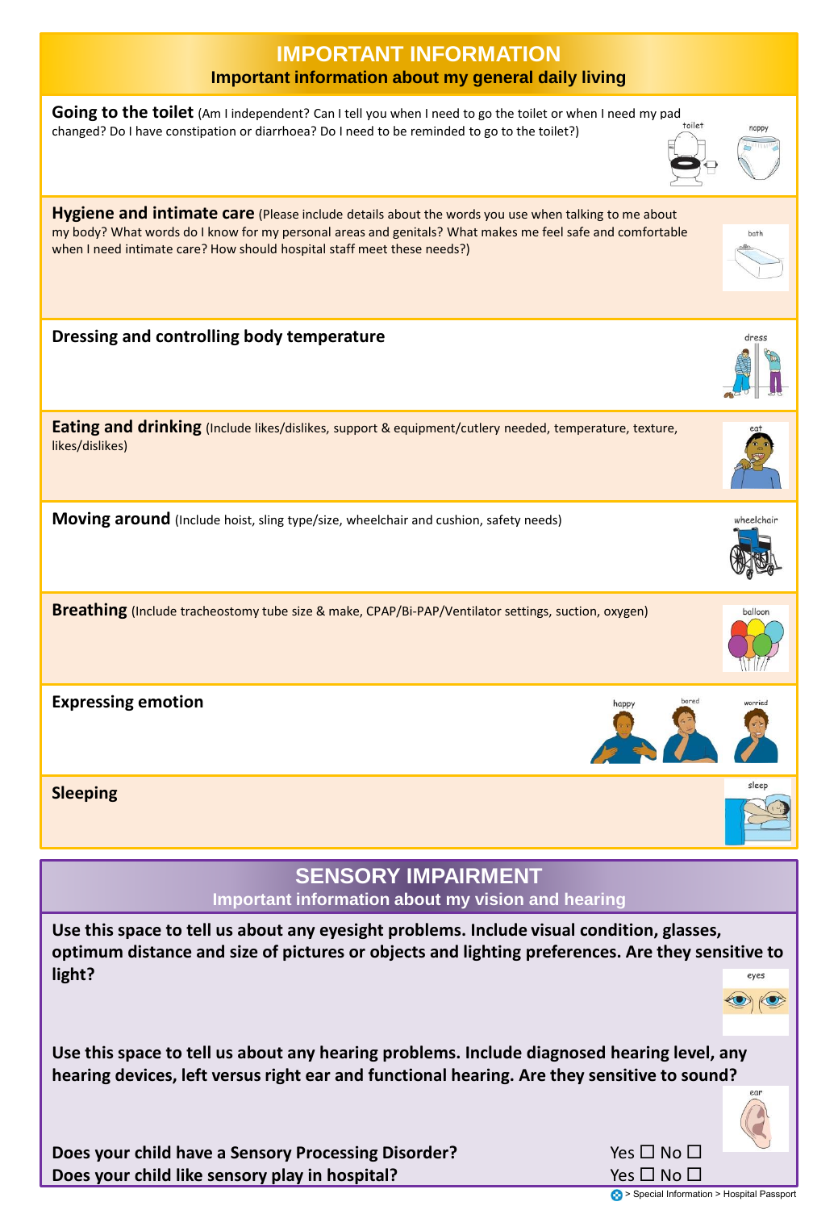## IMPORTANT INFORMATION

### Important information about my general daily living

**Going to the toilet** (Am I independent? Can I tell you when I need to go the toilet or when I need my pad changed? Do I have constipation or diarrhoea? Do I need to be reminded to go to the toilet?)

**Hygiene and intimate care** (Please include details about the words you use when talking to me about my body? What words do I know for my personal areas and genitals? What makes me feel safe and comfortable when I need intimate care? How should hospital staff meet these needs?)

**Dressing and controlling body temperature**

**Eating and drinking** (Include likes/dislikes, support & equipment/cutlery needed, temperature, texture, likes/dislikes)

**Moving around** (Include hoist, sling type/size, wheelchair and cushion, safety needs)

**Breathing** (Include tracheostomy tube size & make, CPAP/Bi-PAP/Ventilator settings, suction, oxygen)

**Expressing emotion**

**Sleeping**

## SENSORY IMPAIRMENT

### Important information about my vision and hearing

**Use this space to tell us about any eyesight problems. Include visual condition, glasses, optimum distance and size of pictures or objects and lighting preferences. Are they sensitive to light?**

**Use this space to tell us about any hearing problems. Include diagnosed hearing level, any hearing devices, left versus right ear and functional hearing. Are they sensitive to sound?**

**Does your child have a Sensory Processing Disorder?** Yes ☐ No ☐

**Does your child like sensory play in hospital?** Yes ☐ No ☐

> Special Information > Hospital Passport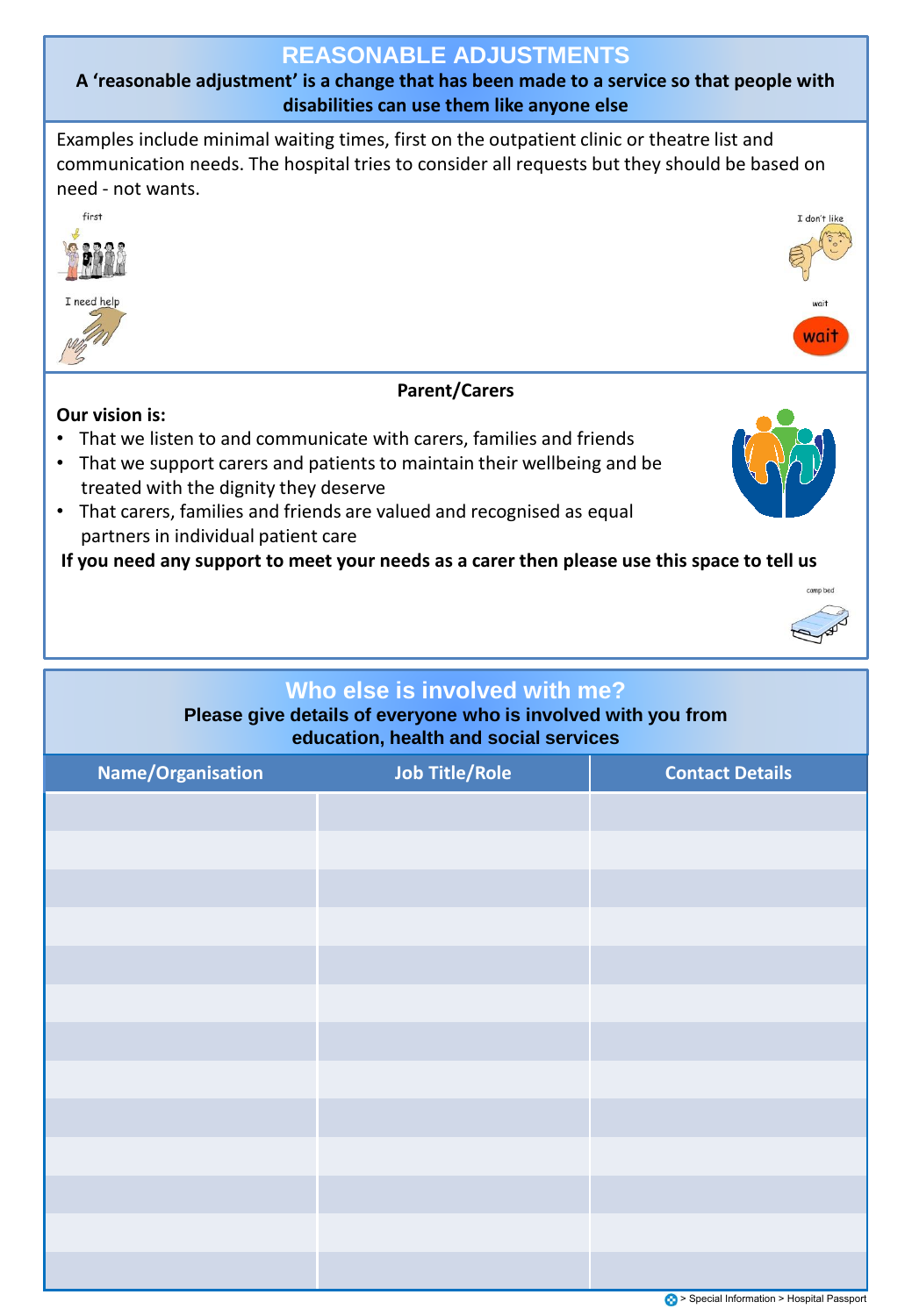## REASONABLE ADJUSTMENTS

**A 'reasonable adjustment' is a change that has been made to a service so that people with disabilities can use them like anyone else**

Examples include minimal waiting times, first on the outpatient clinic or theatre list and communication needs. The hospital tries to consider all requests but they should be based on need - not wants.

first

I don't like

I need help

wait

wait

**Parent/Carers**

**Our vision is:**

- That we listen to and communicate with carers, families and friends
- That we support carers and patients to maintain their wellbeing and be treated with the dignity they deserve
- That carers, families and friends are valued and recognised as equal partners in individual patient care

**If you need any support to meet your needs as a carer then please use this space to tell us**

camp bed

## Who else is involved with me?

**Please give details of everyone who is involved with you from education, health and social services**

| Name/Organisation | Job Title/Role | Contact Details |
|---|---|---|
| | | |
| | | |
| | | |
| | | |
| | | |
| | | |
| | | |
| | | |
| | | |
| | | |
| | | |
| | | |
| | | |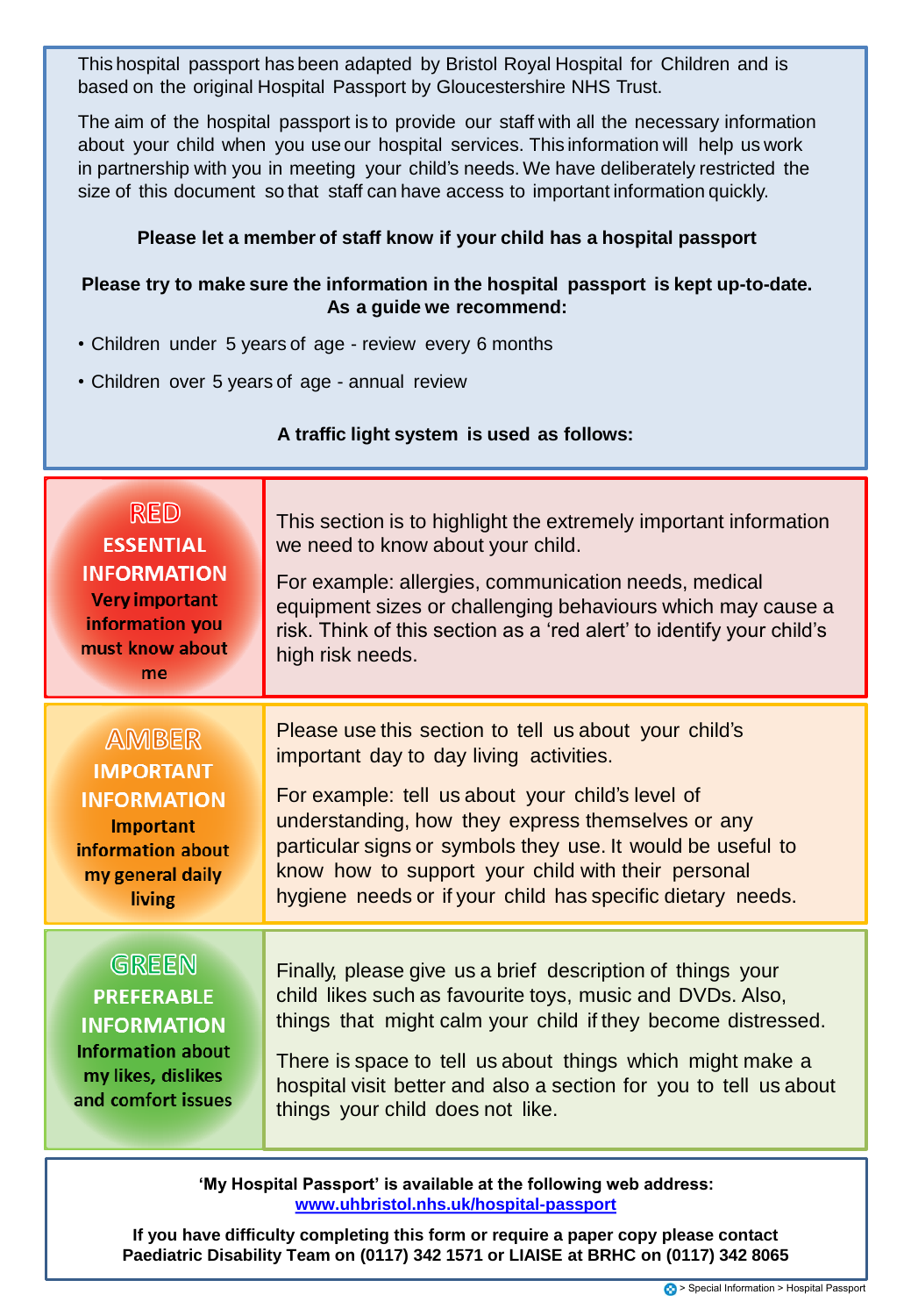This hospital passport has been adapted by Bristol Royal Hospital for Children and is based on the original Hospital Passport by Gloucestershire NHS Trust.

The aim of the hospital passport is to provide our staff with all the necessary information about your child when you use our hospital services. This information will help us work in partnership with you in meeting your child's needs. We have deliberately restricted the size of this document so that staff can have access to important information quickly.

**Please let a member of staff know if your child has a hospital passport**

**Please try to make sure the information in the hospital passport is kept up-to-date. As a guide we recommend:**

- Children under 5 years of age - review every 6 months
- Children over 5 years of age - annual review

**A traffic light system is used as follows:**

| | |
|---|---|
| **RED** **ESSENTIAL INFORMATION** **Very important information you must know about me** | This section is to highlight the extremely important information we need to know about your child. For example: allergies, communication needs, medical equipment sizes or challenging behaviours which may cause a risk. Think of this section as a 'red alert' to identify your child's high risk needs. |
| **AMBER** **IMPORTANT INFORMATION** **Important information about my general daily living** | Please use this section to tell us about your child's important day to day living activities. For example: tell us about your child's level of understanding, how they express themselves or any particular signs or symbols they use. It would be useful to know how to support your child with their personal hygiene needs or if your child has specific dietary needs. |
| **GREEN** **PREFERABLE INFORMATION** **Information about my likes, dislikes and comfort issues** | Finally, please give us a brief description of things your child likes such as favourite toys, music and DVDs. Also, things that might calm your child if they become distressed. There is space to tell us about things which might make a hospital visit better and also a section for you to tell us about things your child does not like. |

**'My Hospital Passport' is available at the following web address:**
**www.uhbristol.nhs.uk/hospital-passport**

**If you have difficulty completing this form or require a paper copy please contact Paediatric Disability Team on (0117) 342 1571 or LIAISE at BRHC on (0117) 342 8065**

> Special Information > Hospital Passport